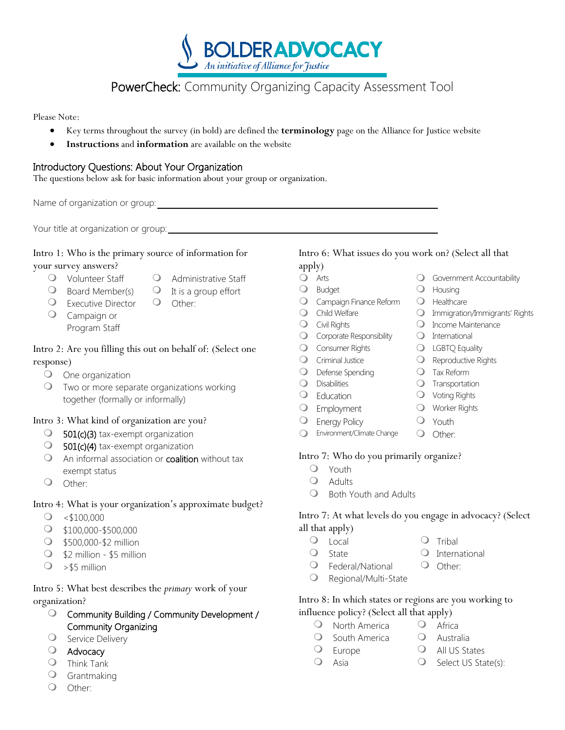# BOLDERADVOCACY

*An initiative of Alliance for Justice*

## PowerCheck: Community Organizing Capacity Assessment Tool

Please Note:

- Key terms throughout the survey (in bold) are defined the **terminology** page on the Alliance for Justice website
- **Instructions** and **information** are available on the website

### Introductory Questions: About Your Organization

The questions below ask for basic information about your group or organization.

Name of organization or group: ______________________________

Your title at organization or group: ______________________________

Intro 1: Who is the primary source of information for your survey answers?

- ❍ Volunteer Staff
- ❍ Board Member(s)
- ❍ Executive Director
- ❍ Campaign or Program Staff
- ❍ Administrative Staff
- ❍ It is a group effort
- ❍ Other:

Intro 2: Are you filling this out on behalf of: (Select one response)

- ❍ One organization
- ❍ Two or more separate organizations working together (formally or informally)

Intro 3: What kind of organization are you?

- ❍ **501(c)(3)** tax-exempt organization
- ❍ **501(c)(4)** tax-exempt organization
- ❍ An informal association or **coalition** without tax exempt status
- ❍ Other:

Intro 4: What is your organization's approximate budget?

- ❍ <$100,000
- ❍ $100,000-$500,000
- ❍ $500,000-$2 million
- ❍ $2 million - $5 million
- ❍ >$5 million

Intro 5: What best describes the *primary* work of your organization?

- ❍ **Community Building / Community Development / Community Organizing**
- ❍ Service Delivery
- ❍ **Advocacy**
- ❍ Think Tank
- ❍ Grantmaking
- ❍ Other:

Intro 6: What issues do you work on? (Select all that apply)

- ❍ Arts
- ❍ Budget
- ❍ Campaign Finance Reform
- ❍ Child Welfare
- ❍ Civil Rights
- ❍ Corporate Responsibility
- ❍ Consumer Rights
- ❍ Criminal Justice
- ❍ Defense Spending
- ❍ Disabilities
- ❍ Education
- ❍ Employment
- ❍ Energy Policy
- ❍ Environment/Climate Change
- ❍ Government Accountability
- ❍ Housing
- ❍ Healthcare
- ❍ Immigration/Immigrants' Rights
- ❍ Income Maintenance
- ❍ International
- ❍ LGBTQ Equality
- ❍ Reproductive Rights
- ❍ Tax Reform
- ❍ Transportation
- ❍ Voting Rights
- ❍ Worker Rights
- ❍ Youth
- ❍ Other:

Intro 7: Who do you primarily organize?

- ❍ Youth
- ❍ Adults
- ❍ Both Youth and Adults

Intro 7: At what levels do you engage in advocacy? (Select all that apply)

- ❍ Local
- ❍ State
- ❍ Federal/National
- ❍ Regional/Multi-State
- ❍ Tribal
- ❍ International
- ❍ Other:

Intro 8: In which states or regions are you working to influence policy? (Select all that apply)

- ❍ North America
- ❍ South America
- ❍ Europe
- ❍ Asia
- ❍ Africa
- ❍ Australia
- ❍ All US States
- ❍ Select US State(s):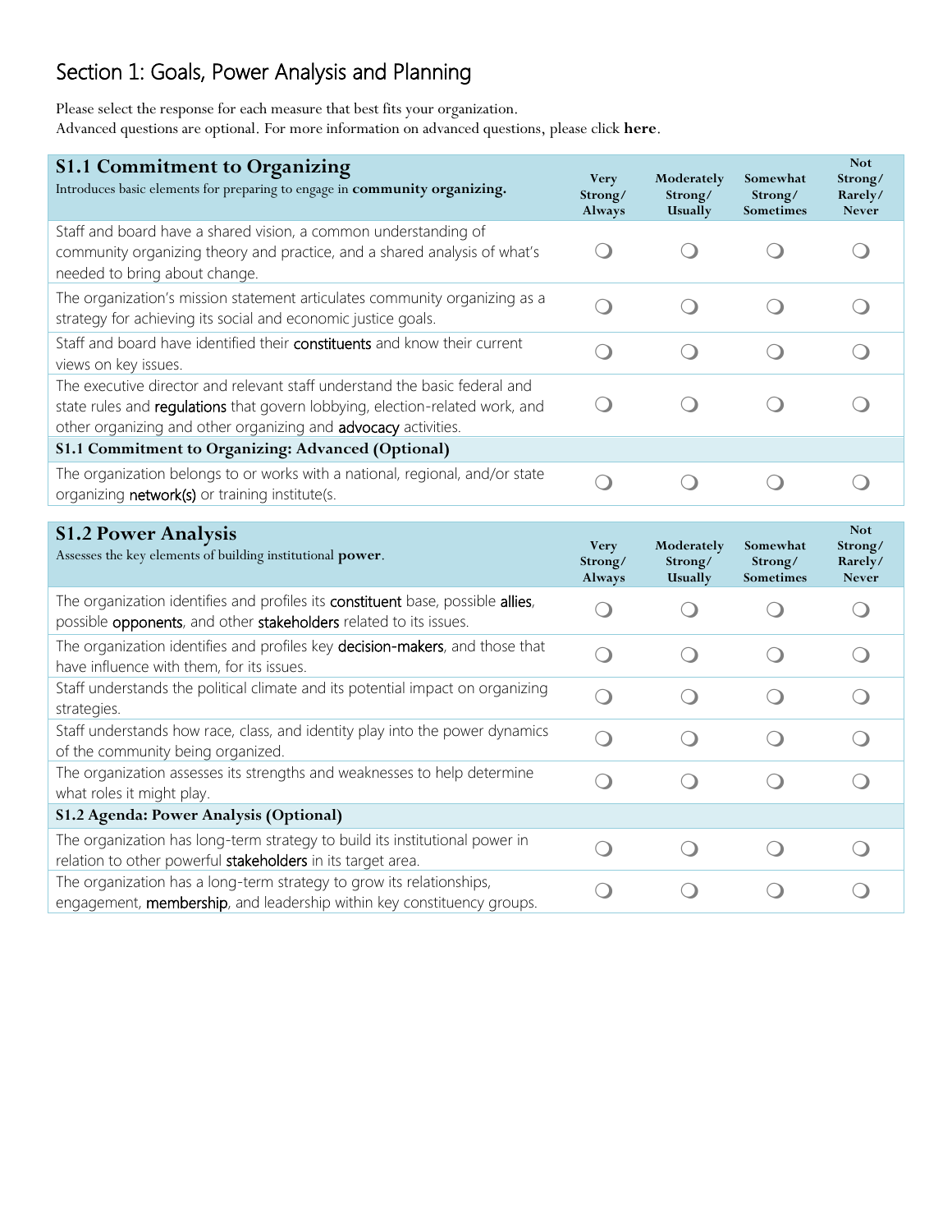## Section 1: Goals, Power Analysis and Planning

Please select the response for each measure that best fits your organization.
Advanced questions are optional. For more information on advanced questions, please click **here**.

| **S1.1 Commitment to Organizing**<br>Introduces basic elements for preparing to engage in **community organizing.** | Very Strong/ Always | Moderately Strong/ Usually | Somewhat Strong/ Sometimes | Not Strong/ Rarely/ Never |
|---|---|---|---|---|
| Staff and board have a shared vision, a common understanding of community organizing theory and practice, and a shared analysis of what's needed to bring about change. | ❍ | ❍ | ❍ | ❍ |
| The organization's mission statement articulates community organizing as a strategy for achieving its social and economic justice goals. | ❍ | ❍ | ❍ | ❍ |
| Staff and board have identified their constituents and know their current views on key issues. | ❍ | ❍ | ❍ | ❍ |
| The executive director and relevant staff understand the basic federal and state rules and regulations that govern lobbying, election-related work, and other organizing and other organizing and advocacy activities. | ❍ | ❍ | ❍ | ❍ |
| **S1.1 Commitment to Organizing: Advanced (Optional)** | | | | |
| The organization belongs to or works with a national, regional, and/or state organizing network(s) or training institute(s. | ❍ | ❍ | ❍ | ❍ |

| **S1.2 Power Analysis**<br>Assesses the key elements of building institutional **power**. | Very Strong/ Always | Moderately Strong/ Usually | Somewhat Strong/ Sometimes | Not Strong/ Rarely/ Never |
|---|---|---|---|---|
| The organization identifies and profiles its constituent base, possible allies, possible opponents, and other stakeholders related to its issues. | ❍ | ❍ | ❍ | ❍ |
| The organization identifies and profiles key decision-makers, and those that have influence with them, for its issues. | ❍ | ❍ | ❍ | ❍ |
| Staff understands the political climate and its potential impact on organizing strategies. | ❍ | ❍ | ❍ | ❍ |
| Staff understands how race, class, and identity play into the power dynamics of the community being organized. | ❍ | ❍ | ❍ | ❍ |
| The organization assesses its strengths and weaknesses to help determine what roles it might play. | ❍ | ❍ | ❍ | ❍ |
| **S1.2 Agenda: Power Analysis (Optional)** | | | | |
| The organization has long-term strategy to build its institutional power in relation to other powerful stakeholders in its target area. | ❍ | ❍ | ❍ | ❍ |
| The organization has a long-term strategy to grow its relationships, engagement, membership, and leadership within key constituency groups. | ❍ | ❍ | ❍ | ❍ |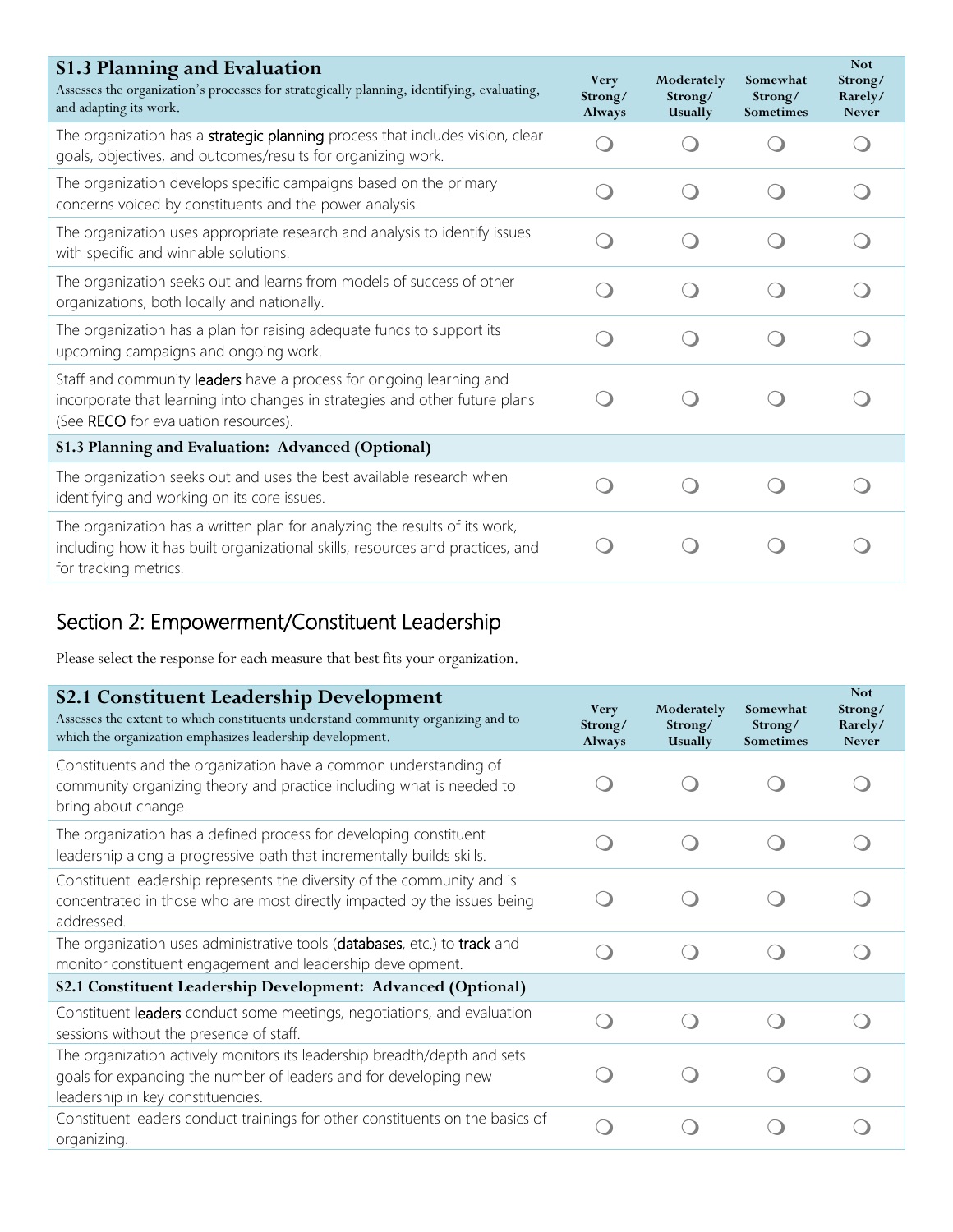| **S1.3 Planning and Evaluation** Assesses the organization's processes for strategically planning, identifying, evaluating, and adapting its work. | Very Strong/ Always | Moderately Strong/ Usually | Somewhat Strong/ Sometimes | Not Strong/ Rarely/ Never |
|---|---|---|---|---|
| The organization has a strategic planning process that includes vision, clear goals, objectives, and outcomes/results for organizing work. | ❍ | ❍ | ❍ | ❍ |
| The organization develops specific campaigns based on the primary concerns voiced by constituents and the power analysis. | ❍ | ❍ | ❍ | ❍ |
| The organization uses appropriate research and analysis to identify issues with specific and winnable solutions. | ❍ | ❍ | ❍ | ❍ |
| The organization seeks out and learns from models of success of other organizations, both locally and nationally. | ❍ | ❍ | ❍ | ❍ |
| The organization has a plan for raising adequate funds to support its upcoming campaigns and ongoing work. | ❍ | ❍ | ❍ | ❍ |
| Staff and community leaders have a process for ongoing learning and incorporate that learning into changes in strategies and other future plans (See RECO for evaluation resources). | ❍ | ❍ | ❍ | ❍ |
| **S1.3 Planning and Evaluation: Advanced (Optional)** | | | | |
| The organization seeks out and uses the best available research when identifying and working on its core issues. | ❍ | ❍ | ❍ | ❍ |
| The organization has a written plan for analyzing the results of its work, including how it has built organizational skills, resources and practices, and for tracking metrics. | ❍ | ❍ | ❍ | ❍ |

## Section 2: Empowerment/Constituent Leadership

Please select the response for each measure that best fits your organization.

| **S2.1 Constituent Leadership Development** Assesses the extent to which constituents understand community organizing and to which the organization emphasizes leadership development. | Very Strong/ Always | Moderately Strong/ Usually | Somewhat Strong/ Sometimes | Not Strong/ Rarely/ Never |
|---|---|---|---|---|
| Constituents and the organization have a common understanding of community organizing theory and practice including what is needed to bring about change. | ❍ | ❍ | ❍ | ❍ |
| The organization has a defined process for developing constituent leadership along a progressive path that incrementally builds skills. | ❍ | ❍ | ❍ | ❍ |
| Constituent leadership represents the diversity of the community and is concentrated in those who are most directly impacted by the issues being addressed. | ❍ | ❍ | ❍ | ❍ |
| The organization uses administrative tools (databases, etc.) to track and monitor constituent engagement and leadership development. | ❍ | ❍ | ❍ | ❍ |
| **S2.1 Constituent Leadership Development: Advanced (Optional)** | | | | |
| Constituent leaders conduct some meetings, negotiations, and evaluation sessions without the presence of staff. | ❍ | ❍ | ❍ | ❍ |
| The organization actively monitors its leadership breadth/depth and sets goals for expanding the number of leaders and for developing new leadership in key constituencies. | ❍ | ❍ | ❍ | ❍ |
| Constituent leaders conduct trainings for other constituents on the basics of organizing. | ❍ | ❍ | ❍ | ❍ |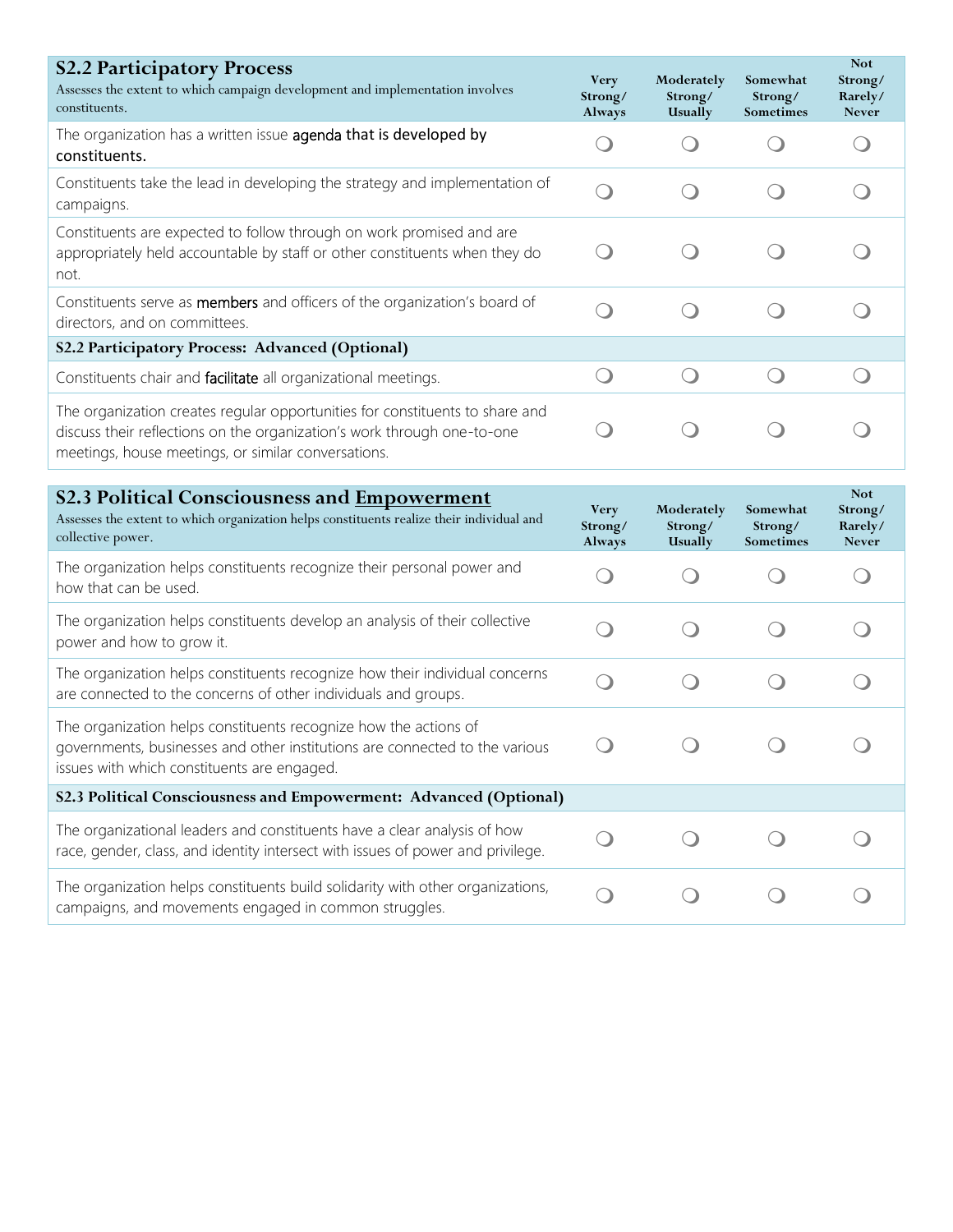| **S2.2 Participatory Process**<br>Assesses the extent to which campaign development and implementation involves constituents. | Very Strong/ Always | Moderately Strong/ Usually | Somewhat Strong/ Sometimes | Not Strong/ Rarely/ Never |
|---|---|---|---|---|
| The organization has a written issue agenda that is developed by constituents. | ❍ | ❍ | ❍ | ❍ |
| Constituents take the lead in developing the strategy and implementation of campaigns. | ❍ | ❍ | ❍ | ❍ |
| Constituents are expected to follow through on work promised and are appropriately held accountable by staff or other constituents when they do not. | ❍ | ❍ | ❍ | ❍ |
| Constituents serve as members and officers of the organization's board of directors, and on committees. | ❍ | ❍ | ❍ | ❍ |
| **S2.2 Participatory Process: Advanced (Optional)** | | | | |
| Constituents chair and facilitate all organizational meetings. | ❍ | ❍ | ❍ | ❍ |
| The organization creates regular opportunities for constituents to share and discuss their reflections on the organization's work through one-to-one meetings, house meetings, or similar conversations. | ❍ | ❍ | ❍ | ❍ |

| **S2.3 Political Consciousness and Empowerment**<br>Assesses the extent to which organization helps constituents realize their individual and collective power. | Very Strong/ Always | Moderately Strong/ Usually | Somewhat Strong/ Sometimes | Not Strong/ Rarely/ Never |
|---|---|---|---|---|
| The organization helps constituents recognize their personal power and how that can be used. | ❍ | ❍ | ❍ | ❍ |
| The organization helps constituents develop an analysis of their collective power and how to grow it. | ❍ | ❍ | ❍ | ❍ |
| The organization helps constituents recognize how their individual concerns are connected to the concerns of other individuals and groups. | ❍ | ❍ | ❍ | ❍ |
| The organization helps constituents recognize how the actions of governments, businesses and other institutions are connected to the various issues with which constituents are engaged. | ❍ | ❍ | ❍ | ❍ |
| **S2.3 Political Consciousness and Empowerment: Advanced (Optional)** | | | | |
| The organizational leaders and constituents have a clear analysis of how race, gender, class, and identity intersect with issues of power and privilege. | ❍ | ❍ | ❍ | ❍ |
| The organization helps constituents build solidarity with other organizations, campaigns, and movements engaged in common struggles. | ❍ | ❍ | ❍ | ❍ |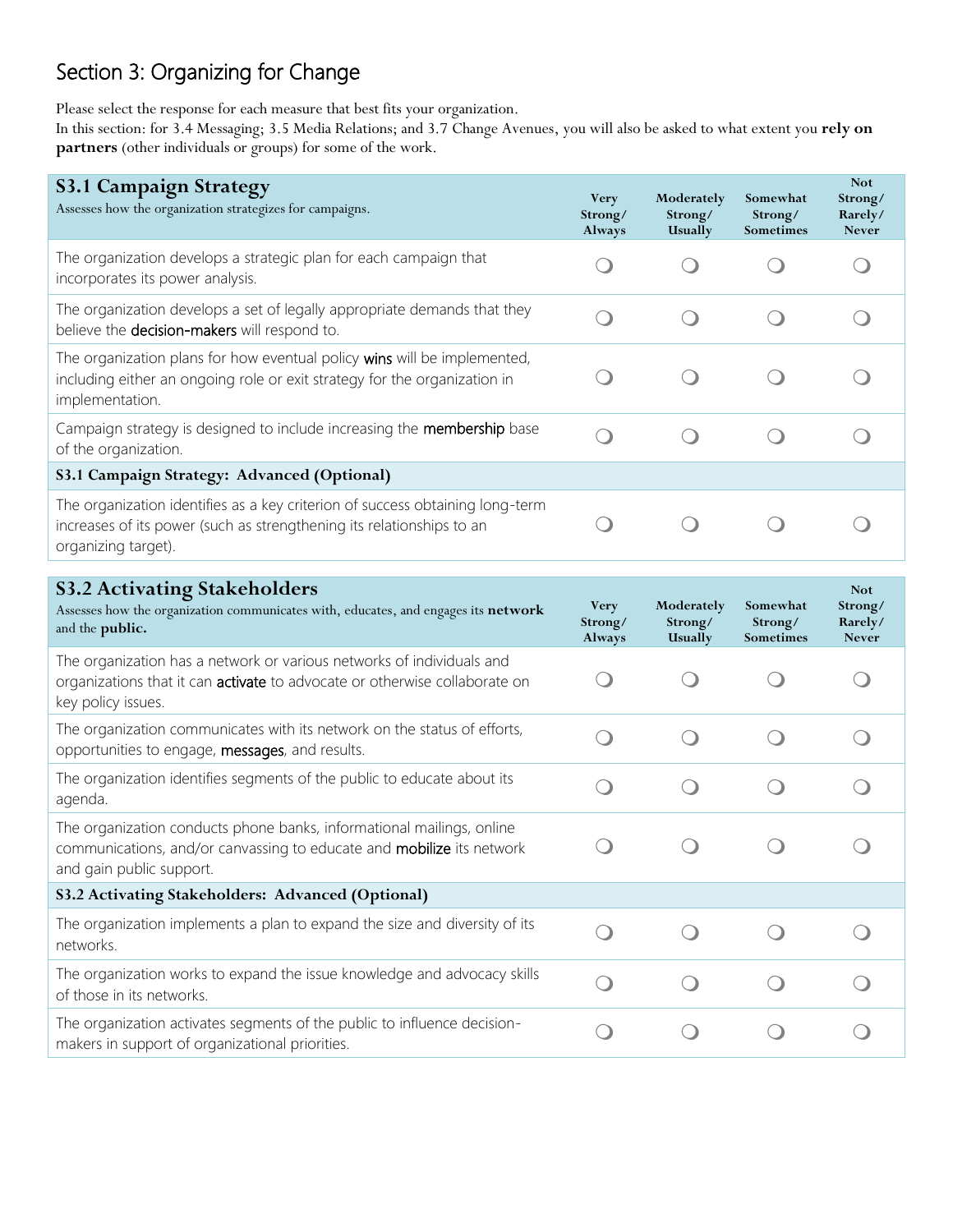## Section 3: Organizing for Change

Please select the response for each measure that best fits your organization.
In this section: for 3.4 Messaging; 3.5 Media Relations; and 3.7 Change Avenues, you will also be asked to what extent you **rely on partners** (other individuals or groups) for some of the work.

| **S3.1 Campaign Strategy**<br>Assesses how the organization strategizes for campaigns. | Very Strong/ Always | Moderately Strong/ Usually | Somewhat Strong/ Sometimes | Not Strong/ Rarely/ Never |
|---|---|---|---|---|
| The organization develops a strategic plan for each campaign that incorporates its power analysis. | ❍ | ❍ | ❍ | ❍ |
| The organization develops a set of legally appropriate demands that they believe the decision-makers will respond to. | ❍ | ❍ | ❍ | ❍ |
| The organization plans for how eventual policy wins will be implemented, including either an ongoing role or exit strategy for the organization in implementation. | ❍ | ❍ | ❍ | ❍ |
| Campaign strategy is designed to include increasing the membership base of the organization. | ❍ | ❍ | ❍ | ❍ |
| **S3.1 Campaign Strategy: Advanced (Optional)** | | | | |
| The organization identifies as a key criterion of success obtaining long-term increases of its power (such as strengthening its relationships to an organizing target). | ❍ | ❍ | ❍ | ❍ |

| **S3.2 Activating Stakeholders**<br>Assesses how the organization communicates with, educates, and engages its **network** and the **public.** | Very Strong/ Always | Moderately Strong/ Usually | Somewhat Strong/ Sometimes | Not Strong/ Rarely/ Never |
|---|---|---|---|---|
| The organization has a network or various networks of individuals and organizations that it can activate to advocate or otherwise collaborate on key policy issues. | ❍ | ❍ | ❍ | ❍ |
| The organization communicates with its network on the status of efforts, opportunities to engage, messages, and results. | ❍ | ❍ | ❍ | ❍ |
| The organization identifies segments of the public to educate about its agenda. | ❍ | ❍ | ❍ | ❍ |
| The organization conducts phone banks, informational mailings, online communications, and/or canvassing to educate and mobilize its network and gain public support. | ❍ | ❍ | ❍ | ❍ |
| **S3.2 Activating Stakeholders: Advanced (Optional)** | | | | |
| The organization implements a plan to expand the size and diversity of its networks. | ❍ | ❍ | ❍ | ❍ |
| The organization works to expand the issue knowledge and advocacy skills of those in its networks. | ❍ | ❍ | ❍ | ❍ |
| The organization activates segments of the public to influence decision-makers in support of organizational priorities. | ❍ | ❍ | ❍ | ❍ |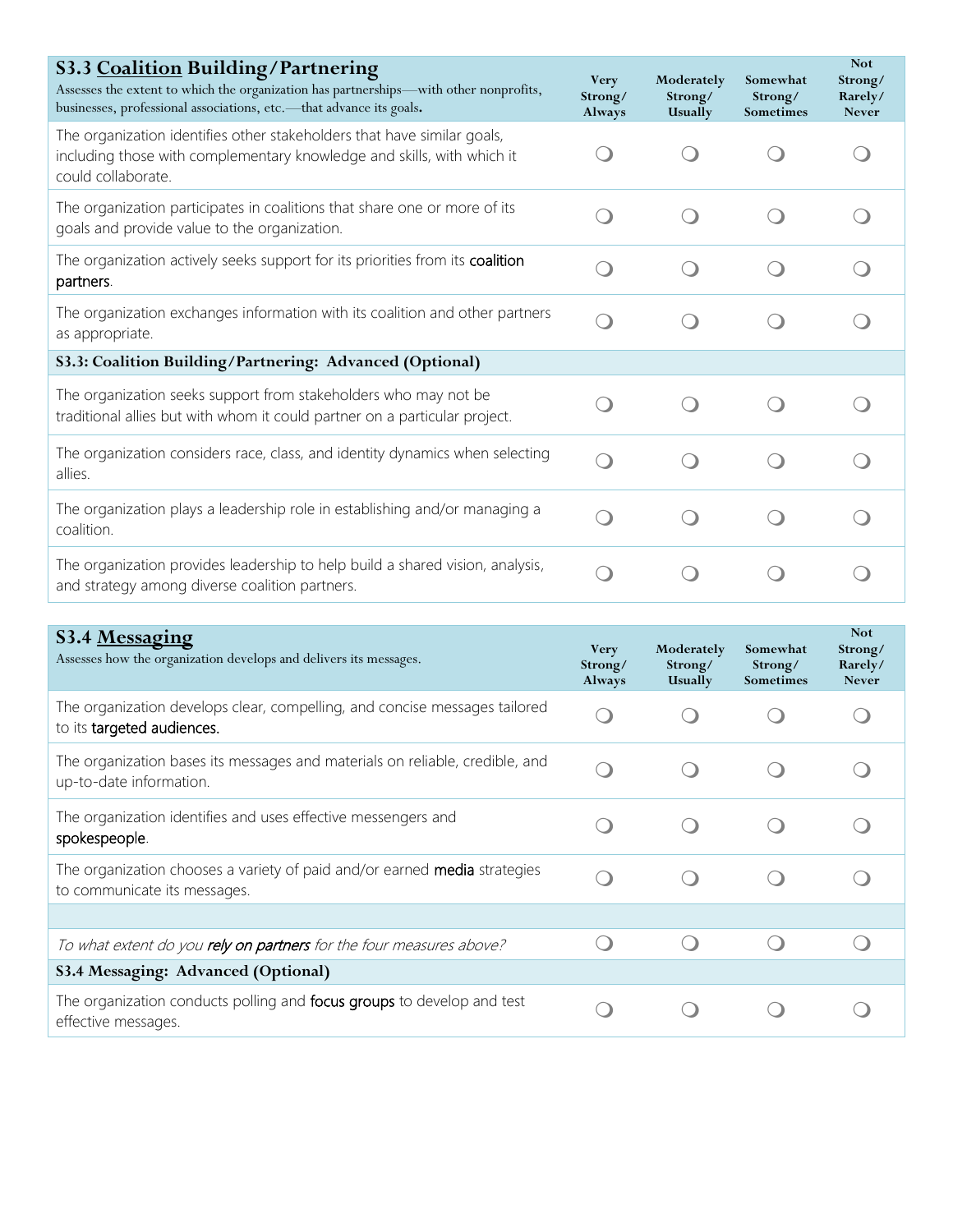| **S3.3 Coalition Building/Partnering**<br>Assesses the extent to which the organization has partnerships—with other nonprofits, businesses, professional associations, etc.—that advance its goals. | Very Strong/ Always | Moderately Strong/ Usually | Somewhat Strong/ Sometimes | Not Strong/ Rarely/ Never |
|---|---|---|---|---|
| The organization identifies other stakeholders that have similar goals, including those with complementary knowledge and skills, with which it could collaborate. | ❍ | ❍ | ❍ | ❍ |
| The organization participates in coalitions that share one or more of its goals and provide value to the organization. | ❍ | ❍ | ❍ | ❍ |
| The organization actively seeks support for its priorities from its coalition partners. | ❍ | ❍ | ❍ | ❍ |
| The organization exchanges information with its coalition and other partners as appropriate. | ❍ | ❍ | ❍ | ❍ |
| **S3.3: Coalition Building/Partnering: Advanced (Optional)** | | | | |
| The organization seeks support from stakeholders who may not be traditional allies but with whom it could partner on a particular project. | ❍ | ❍ | ❍ | ❍ |
| The organization considers race, class, and identity dynamics when selecting allies. | ❍ | ❍ | ❍ | ❍ |
| The organization plays a leadership role in establishing and/or managing a coalition. | ❍ | ❍ | ❍ | ❍ |
| The organization provides leadership to help build a shared vision, analysis, and strategy among diverse coalition partners. | ❍ | ❍ | ❍ | ❍ |

| **S3.4 Messaging**<br>Assesses how the organization develops and delivers its messages. | Very Strong/ Always | Moderately Strong/ Usually | Somewhat Strong/ Sometimes | Not Strong/ Rarely/ Never |
|---|---|---|---|---|
| The organization develops clear, compelling, and concise messages tailored to its targeted audiences. | ❍ | ❍ | ❍ | ❍ |
| The organization bases its messages and materials on reliable, credible, and up-to-date information. | ❍ | ❍ | ❍ | ❍ |
| The organization identifies and uses effective messengers and spokespeople. | ❍ | ❍ | ❍ | ❍ |
| The organization chooses a variety of paid and/or earned media strategies to communicate its messages. | ❍ | ❍ | ❍ | ❍ |
| | | | | |
| *To what extent do you rely on partners for the four measures above?* | ❍ | ❍ | ❍ | ❍ |
| **S3.4 Messaging: Advanced (Optional)** | | | | |
| The organization conducts polling and focus groups to develop and test effective messages. | ❍ | ❍ | ❍ | ❍ |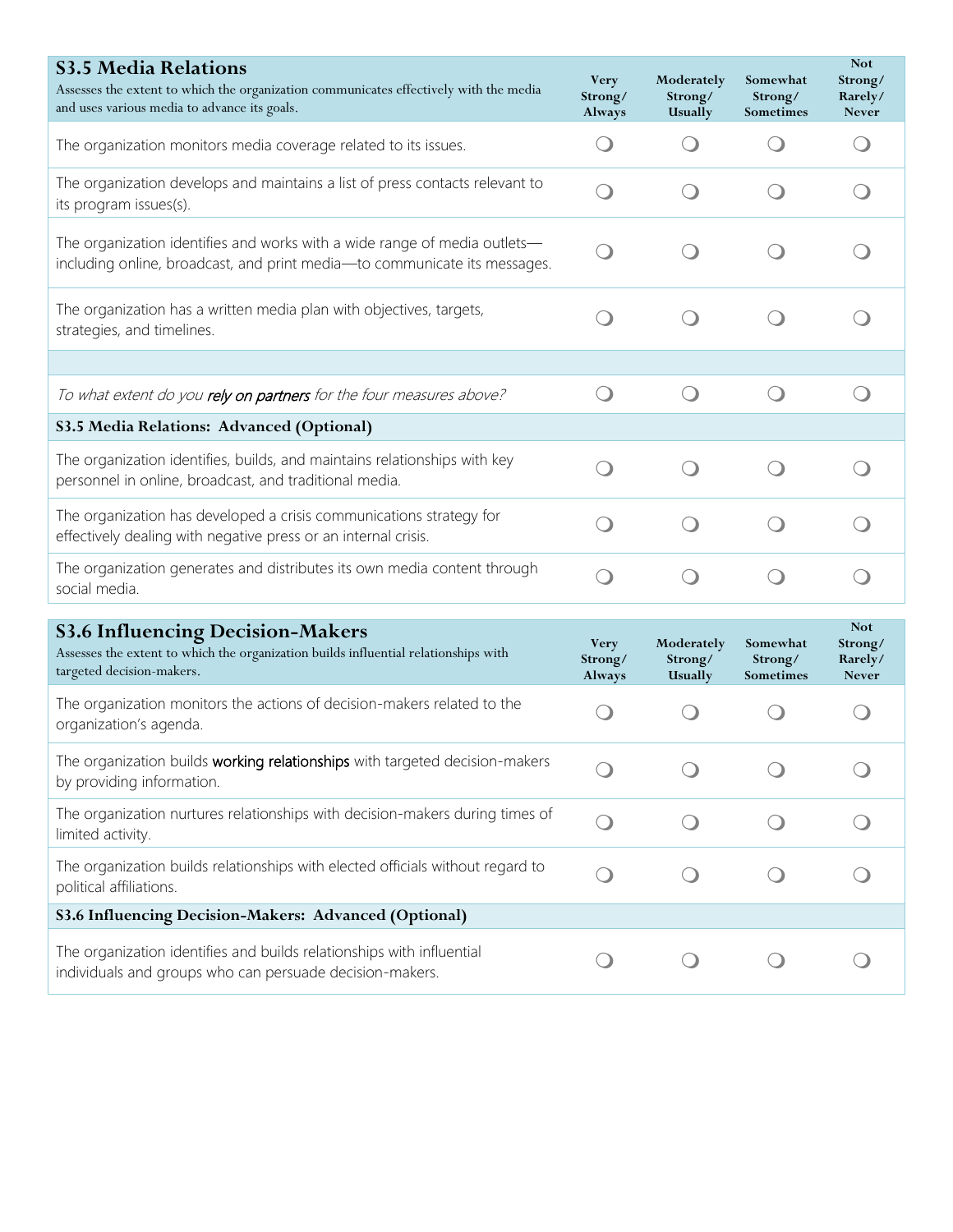| **S3.5 Media Relations**<br>Assesses the extent to which the organization communicates effectively with the media and uses various media to advance its goals. | Very Strong/ Always | Moderately Strong/ Usually | Somewhat Strong/ Sometimes | Not Strong/ Rarely/ Never |
|---|---|---|---|---|
| The organization monitors media coverage related to its issues. | ❍ | ❍ | ❍ | ❍ |
| The organization develops and maintains a list of press contacts relevant to its program issues(s). | ❍ | ❍ | ❍ | ❍ |
| The organization identifies and works with a wide range of media outlets—including online, broadcast, and print media—to communicate its messages. | ❍ | ❍ | ❍ | ❍ |
| The organization has a written media plan with objectives, targets, strategies, and timelines. | ❍ | ❍ | ❍ | ❍ |
| | | | | |
| *To what extent do you* rely on partners *for the four measures above?* | ❍ | ❍ | ❍ | ❍ |
| **S3.5 Media Relations: Advanced (Optional)** | | | | |
| The organization identifies, builds, and maintains relationships with key personnel in online, broadcast, and traditional media. | ❍ | ❍ | ❍ | ❍ |
| The organization has developed a crisis communications strategy for effectively dealing with negative press or an internal crisis. | ❍ | ❍ | ❍ | ❍ |
| The organization generates and distributes its own media content through social media. | ❍ | ❍ | ❍ | ❍ |

| **S3.6 Influencing Decision-Makers**<br>Assesses the extent to which the organization builds influential relationships with targeted decision-makers. | Very Strong/ Always | Moderately Strong/ Usually | Somewhat Strong/ Sometimes | Not Strong/ Rarely/ Never |
|---|---|---|---|---|
| The organization monitors the actions of decision-makers related to the organization's agenda. | ❍ | ❍ | ❍ | ❍ |
| The organization builds working relationships with targeted decision-makers by providing information. | ❍ | ❍ | ❍ | ❍ |
| The organization nurtures relationships with decision-makers during times of limited activity. | ❍ | ❍ | ❍ | ❍ |
| The organization builds relationships with elected officials without regard to political affiliations. | ❍ | ❍ | ❍ | ❍ |
| **S3.6 Influencing Decision-Makers: Advanced (Optional)** | | | | |
| The organization identifies and builds relationships with influential individuals and groups who can persuade decision-makers. | ❍ | ❍ | ❍ | ❍ |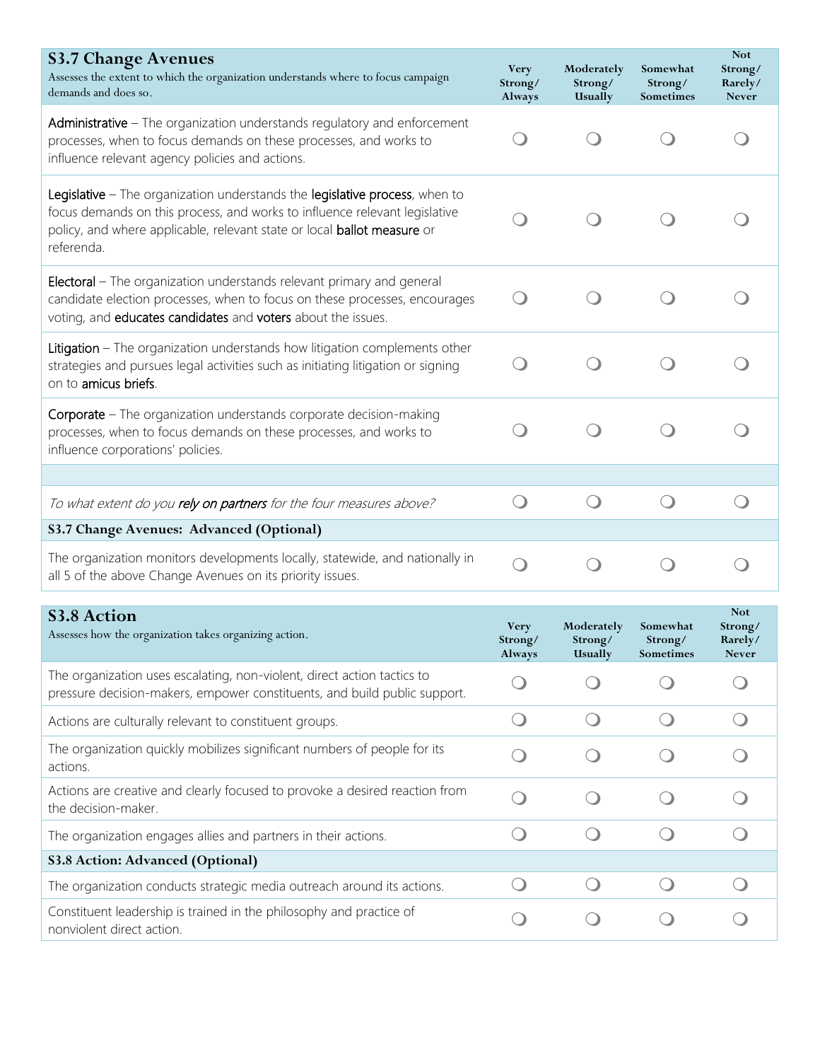| **S3.7 Change Avenues**<br>Assesses the extent to which the organization understands where to focus campaign demands and does so. | Very Strong/ Always | Moderately Strong/ Usually | Somewhat Strong/ Sometimes | Not Strong/ Rarely/ Never |
|---|---|---|---|---|
| **Administrative** – The organization understands regulatory and enforcement processes, when to focus demands on these processes, and works to influence relevant agency policies and actions. | ❍ | ❍ | ❍ | ❍ |
| **Legislative** – The organization understands the **legislative process**, when to focus demands on this process, and works to influence relevant legislative policy, and where applicable, relevant state or local **ballot measure** or referenda. | ❍ | ❍ | ❍ | ❍ |
| **Electoral** – The organization understands relevant primary and general candidate election processes, when to focus on these processes, encourages voting, and **educates candidates** and **voters** about the issues. | ❍ | ❍ | ❍ | ❍ |
| **Litigation** – The organization understands how litigation complements other strategies and pursues legal activities such as initiating litigation or signing on to **amicus briefs**. | ❍ | ❍ | ❍ | ❍ |
| **Corporate** – The organization understands corporate decision-making processes, when to focus demands on these processes, and works to influence corporations' policies. | ❍ | ❍ | ❍ | ❍ |
| | | | | |
| *To what extent do you **rely on partners** for the four measures above?* | ❍ | ❍ | ❍ | ❍ |
| **S3.7 Change Avenues: Advanced (Optional)** | | | | |
| The organization monitors developments locally, statewide, and nationally in all 5 of the above Change Avenues on its priority issues. | ❍ | ❍ | ❍ | ❍ |

| **S3.8 Action**<br>Assesses how the organization takes organizing action. | Very Strong/ Always | Moderately Strong/ Usually | Somewhat Strong/ Sometimes | Not Strong/ Rarely/ Never |
|---|---|---|---|---|
| The organization uses escalating, non-violent, direct action tactics to pressure decision-makers, empower constituents, and build public support. | ❍ | ❍ | ❍ | ❍ |
| Actions are culturally relevant to constituent groups. | ❍ | ❍ | ❍ | ❍ |
| The organization quickly mobilizes significant numbers of people for its actions. | ❍ | ❍ | ❍ | ❍ |
| Actions are creative and clearly focused to provoke a desired reaction from the decision-maker. | ❍ | ❍ | ❍ | ❍ |
| The organization engages allies and partners in their actions. | ❍ | ❍ | ❍ | ❍ |
| **S3.8 Action: Advanced (Optional)** | | | | |
| The organization conducts strategic media outreach around its actions. | ❍ | ❍ | ❍ | ❍ |
| Constituent leadership is trained in the philosophy and practice of nonviolent direct action. | ❍ | ❍ | ❍ | ❍ |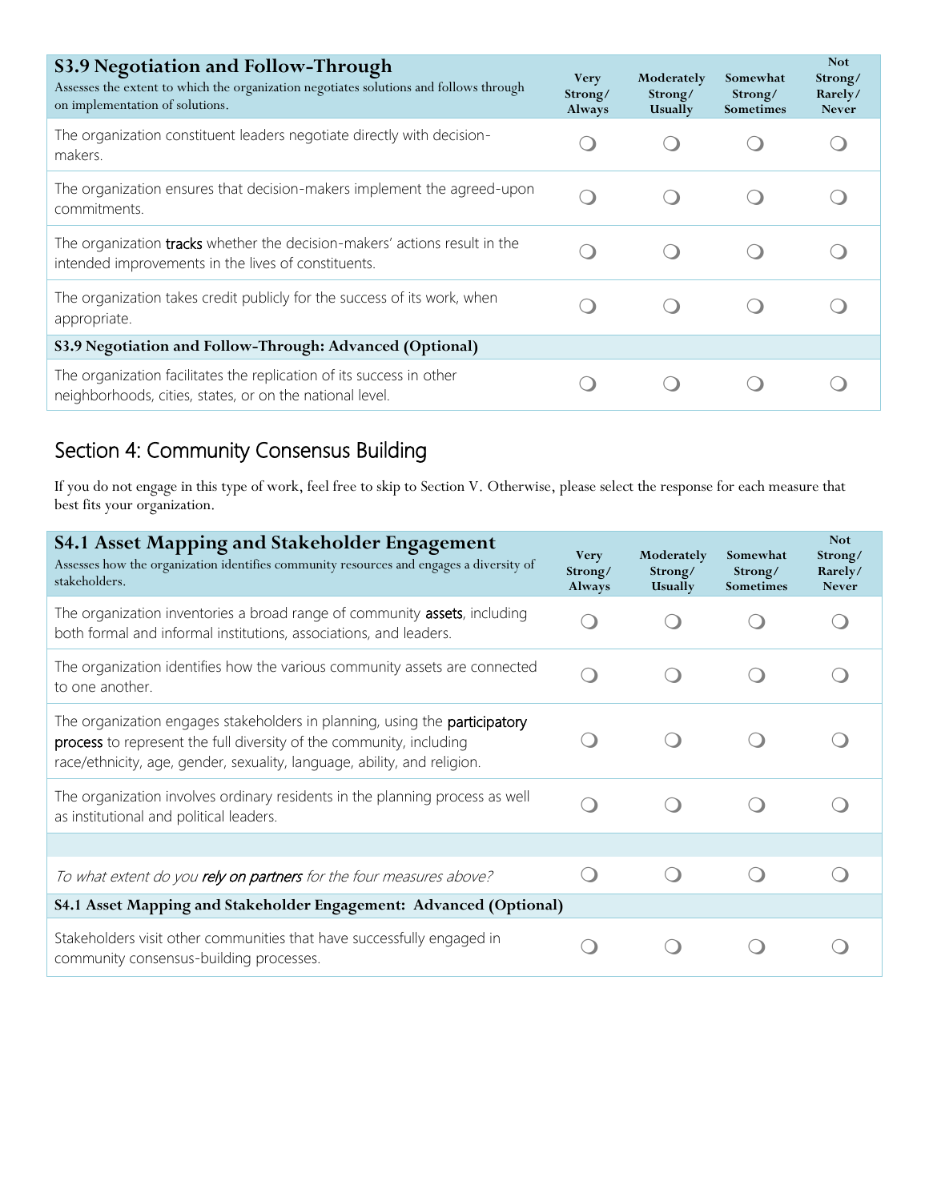| **S3.9 Negotiation and Follow-Through**<br>Assesses the extent to which the organization negotiates solutions and follows through on implementation of solutions. | Very Strong/ Always | Moderately Strong/ Usually | Somewhat Strong/ Sometimes | Not Strong/ Rarely/ Never |
| --- | --- | --- | --- | --- |
| The organization constituent leaders negotiate directly with decision-makers. | ❍ | ❍ | ❍ | ❍ |
| The organization ensures that decision-makers implement the agreed-upon commitments. | ❍ | ❍ | ❍ | ❍ |
| The organization **tracks** whether the decision-makers' actions result in the intended improvements in the lives of constituents. | ❍ | ❍ | ❍ | ❍ |
| The organization takes credit publicly for the success of its work, when appropriate. | ❍ | ❍ | ❍ | ❍ |
| **S3.9 Negotiation and Follow-Through: Advanced (Optional)** | | | | |
| The organization facilitates the replication of its success in other neighborhoods, cities, states, or on the national level. | ❍ | ❍ | ❍ | ❍ |

## Section 4: Community Consensus Building

If you do not engage in this type of work, feel free to skip to Section V. Otherwise, please select the response for each measure that best fits your organization.

| **S4.1 Asset Mapping and Stakeholder Engagement**<br>Assesses how the organization identifies community resources and engages a diversity of stakeholders. | Very Strong/ Always | Moderately Strong/ Usually | Somewhat Strong/ Sometimes | Not Strong/ Rarely/ Never |
| --- | --- | --- | --- | --- |
| The organization inventories a broad range of community **assets**, including both formal and informal institutions, associations, and leaders. | ❍ | ❍ | ❍ | ❍ |
| The organization identifies how the various community assets are connected to one another. | ❍ | ❍ | ❍ | ❍ |
| The organization engages stakeholders in planning, using the **participatory process** to represent the full diversity of the community, including race/ethnicity, age, gender, sexuality, language, ability, and religion. | ❍ | ❍ | ❍ | ❍ |
| The organization involves ordinary residents in the planning process as well as institutional and political leaders. | ❍ | ❍ | ❍ | ❍ |
| | | | | |
| *To what extent do you **rely on partners** for the four measures above?* | ❍ | ❍ | ❍ | ❍ |
| **S4.1 Asset Mapping and Stakeholder Engagement: Advanced (Optional)** | | | | |
| Stakeholders visit other communities that have successfully engaged in community consensus-building processes. | ❍ | ❍ | ❍ | ❍ |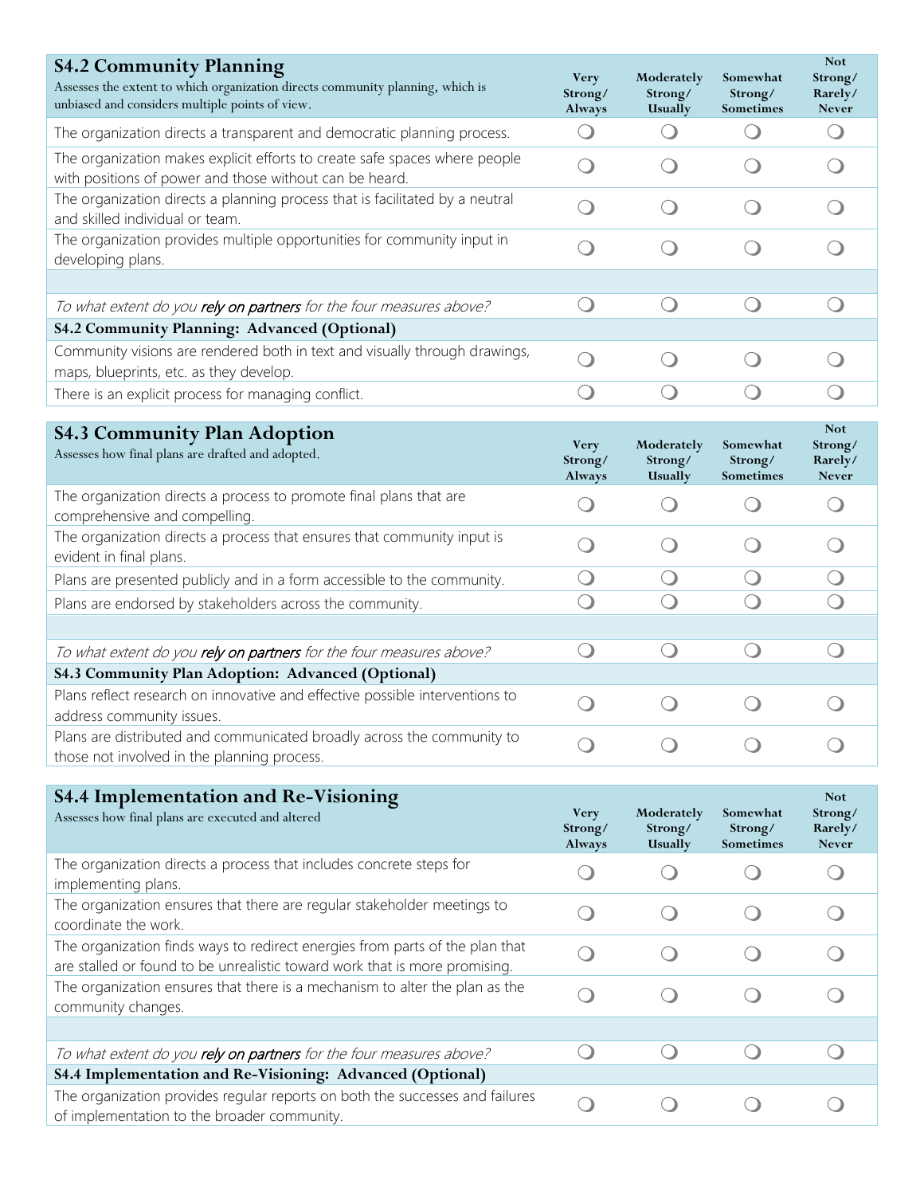| **S4.2 Community Planning**<br>Assesses the extent to which organization directs community planning, which is unbiased and considers multiple points of view. | Very Strong/ Always | Moderately Strong/ Usually | Somewhat Strong/ Sometimes | Not Strong/ Rarely/ Never |
|---|---|---|---|---|
| The organization directs a transparent and democratic planning process. | ❍ | ❍ | ❍ | ❍ |
| The organization makes explicit efforts to create safe spaces where people with positions of power and those without can be heard. | ❍ | ❍ | ❍ | ❍ |
| The organization directs a planning process that is facilitated by a neutral and skilled individual or team. | ❍ | ❍ | ❍ | ❍ |
| The organization provides multiple opportunities for community input in developing plans. | ❍ | ❍ | ❍ | ❍ |
| | | | | |
| *To what extent do you rely on partners for the four measures above?* | ❍ | ❍ | ❍ | ❍ |
| **S4.2 Community Planning: Advanced (Optional)** | | | | |
| Community visions are rendered both in text and visually through drawings, maps, blueprints, etc. as they develop. | ❍ | ❍ | ❍ | ❍ |
| There is an explicit process for managing conflict. | ❍ | ❍ | ❍ | ❍ |

| **S4.3 Community Plan Adoption**<br>Assesses how final plans are drafted and adopted. | Very Strong/ Always | Moderately Strong/ Usually | Somewhat Strong/ Sometimes | Not Strong/ Rarely/ Never |
|---|---|---|---|---|
| The organization directs a process to promote final plans that are comprehensive and compelling. | ❍ | ❍ | ❍ | ❍ |
| The organization directs a process that ensures that community input is evident in final plans. | ❍ | ❍ | ❍ | ❍ |
| Plans are presented publicly and in a form accessible to the community. | ❍ | ❍ | ❍ | ❍ |
| Plans are endorsed by stakeholders across the community. | ❍ | ❍ | ❍ | ❍ |
| | | | | |
| *To what extent do you rely on partners for the four measures above?* | ❍ | ❍ | ❍ | ❍ |
| **S4.3 Community Plan Adoption: Advanced (Optional)** | | | | |
| Plans reflect research on innovative and effective possible interventions to address community issues. | ❍ | ❍ | ❍ | ❍ |
| Plans are distributed and communicated broadly across the community to those not involved in the planning process. | ❍ | ❍ | ❍ | ❍ |

| **S4.4 Implementation and Re-Visioning**<br>Assesses how final plans are executed and altered | Very Strong/ Always | Moderately Strong/ Usually | Somewhat Strong/ Sometimes | Not Strong/ Rarely/ Never |
|---|---|---|---|---|
| The organization directs a process that includes concrete steps for implementing plans. | ❍ | ❍ | ❍ | ❍ |
| The organization ensures that there are regular stakeholder meetings to coordinate the work. | ❍ | ❍ | ❍ | ❍ |
| The organization finds ways to redirect energies from parts of the plan that are stalled or found to be unrealistic toward work that is more promising. | ❍ | ❍ | ❍ | ❍ |
| The organization ensures that there is a mechanism to alter the plan as the community changes. | ❍ | ❍ | ❍ | ❍ |
| | | | | |
| *To what extent do you rely on partners for the four measures above?* | ❍ | ❍ | ❍ | ❍ |
| **S4.4 Implementation and Re-Visioning: Advanced (Optional)** | | | | |
| The organization provides regular reports on both the successes and failures of implementation to the broader community. | ❍ | ❍ | ❍ | ❍ |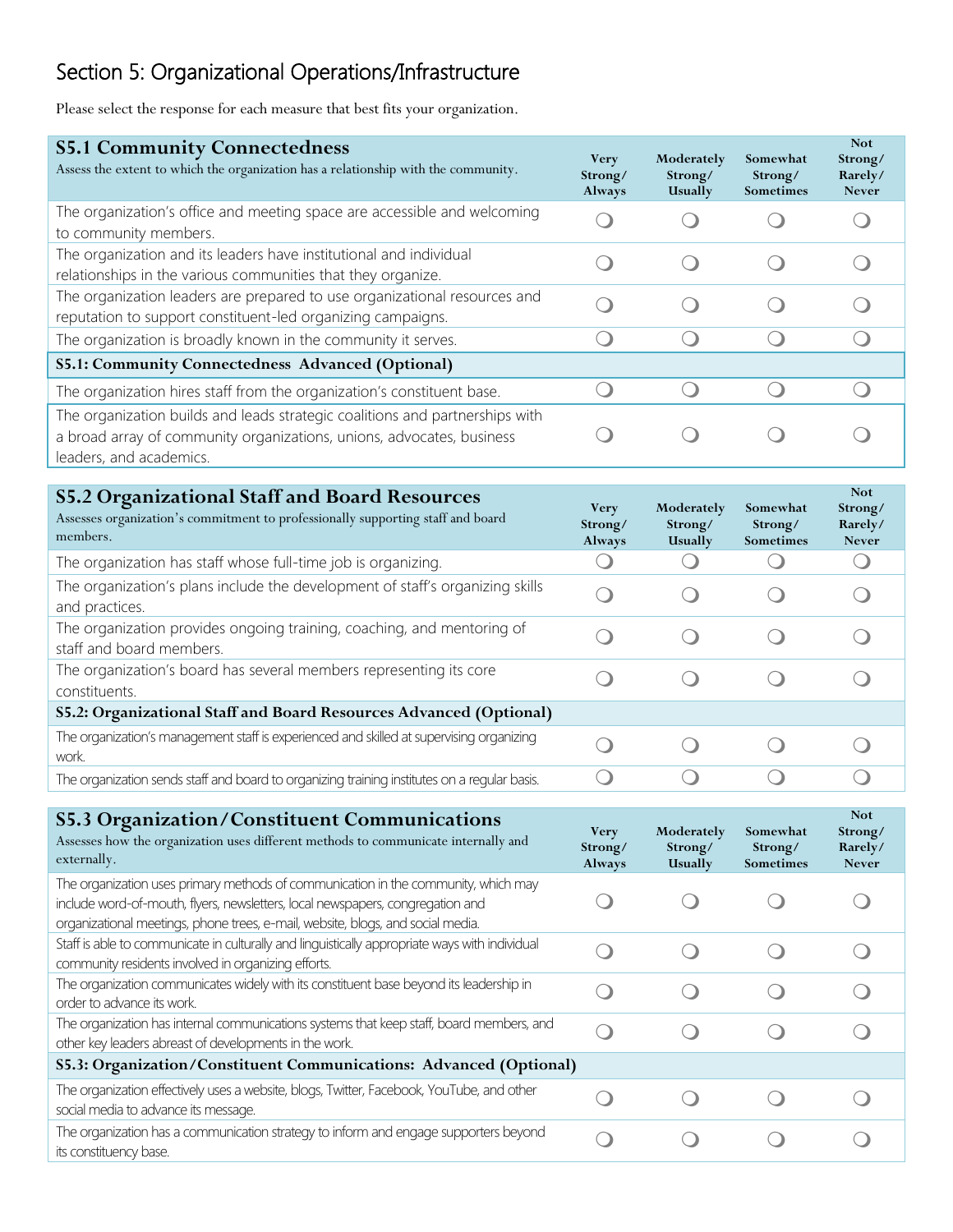## Section 5: Organizational Operations/Infrastructure

Please select the response for each measure that best fits your organization.

| **S5.1 Community Connectedness**<br>Assess the extent to which the organization has a relationship with the community. | Very Strong/ Always | Moderately Strong/ Usually | Somewhat Strong/ Sometimes | Not Strong/ Rarely/ Never |
|---|---|---|---|---|
| The organization's office and meeting space are accessible and welcoming to community members. | ❍ | ❍ | ❍ | ❍ |
| The organization and its leaders have institutional and individual relationships in the various communities that they organize. | ❍ | ❍ | ❍ | ❍ |
| The organization leaders are prepared to use organizational resources and reputation to support constituent-led organizing campaigns. | ❍ | ❍ | ❍ | ❍ |
| The organization is broadly known in the community it serves. | ❍ | ❍ | ❍ | ❍ |
| **S5.1: Community Connectedness Advanced (Optional)** | | | | |
| The organization hires staff from the organization's constituent base. | ❍ | ❍ | ❍ | ❍ |
| The organization builds and leads strategic coalitions and partnerships with a broad array of community organizations, unions, advocates, business leaders, and academics. | ❍ | ❍ | ❍ | ❍ |

| **S5.2 Organizational Staff and Board Resources**<br>Assesses organization's commitment to professionally supporting staff and board members. | Very Strong/ Always | Moderately Strong/ Usually | Somewhat Strong/ Sometimes | Not Strong/ Rarely/ Never |
|---|---|---|---|---|
| The organization has staff whose full-time job is organizing. | ❍ | ❍ | ❍ | ❍ |
| The organization's plans include the development of staff's organizing skills and practices. | ❍ | ❍ | ❍ | ❍ |
| The organization provides ongoing training, coaching, and mentoring of staff and board members. | ❍ | ❍ | ❍ | ❍ |
| The organization's board has several members representing its core constituents. | ❍ | ❍ | ❍ | ❍ |
| **S5.2: Organizational Staff and Board Resources Advanced (Optional)** | | | | |
| The organization's management staff is experienced and skilled at supervising organizing work. | ❍ | ❍ | ❍ | ❍ |
| The organization sends staff and board to organizing training institutes on a regular basis. | ❍ | ❍ | ❍ | ❍ |

| **S5.3 Organization/Constituent Communications**<br>Assesses how the organization uses different methods to communicate internally and externally. | Very Strong/ Always | Moderately Strong/ Usually | Somewhat Strong/ Sometimes | Not Strong/ Rarely/ Never |
|---|---|---|---|---|
| The organization uses primary methods of communication in the community, which may include word-of-mouth, flyers, newsletters, local newspapers, congregation and organizational meetings, phone trees, e-mail, website, blogs, and social media. | ❍ | ❍ | ❍ | ❍ |
| Staff is able to communicate in culturally and linguistically appropriate ways with individual community residents involved in organizing efforts. | ❍ | ❍ | ❍ | ❍ |
| The organization communicates widely with its constituent base beyond its leadership in order to advance its work. | ❍ | ❍ | ❍ | ❍ |
| The organization has internal communications systems that keep staff, board members, and other key leaders abreast of developments in the work. | ❍ | ❍ | ❍ | ❍ |
| **S5.3: Organization/Constituent Communications: Advanced (Optional)** | | | | |
| The organization effectively uses a website, blogs, Twitter, Facebook, YouTube, and other social media to advance its message. | ❍ | ❍ | ❍ | ❍ |
| The organization has a communication strategy to inform and engage supporters beyond its constituency base. | ❍ | ❍ | ❍ | ❍ |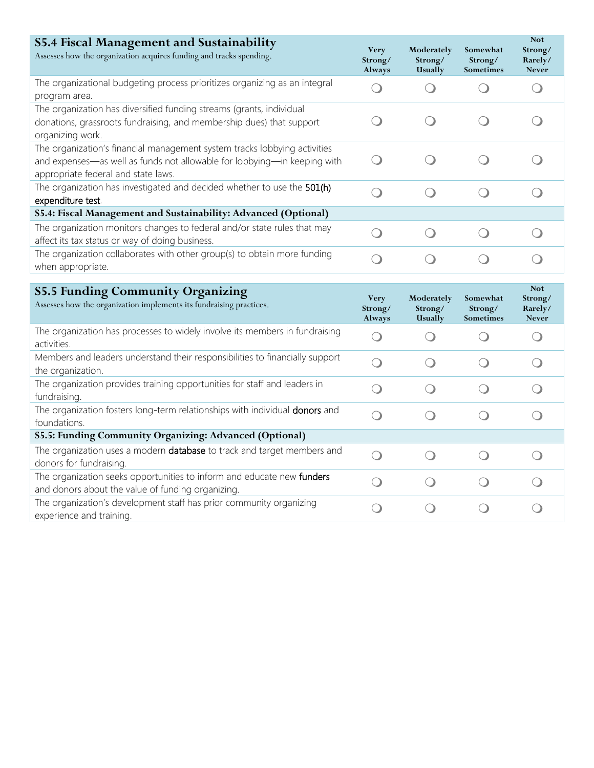| **S5.4 Fiscal Management and Sustainability**<br>Assesses how the organization acquires funding and tracks spending. | Very Strong/ Always | Moderately Strong/ Usually | Somewhat Strong/ Sometimes | Not Strong/ Rarely/ Never |
|---|---|---|---|---|
| The organizational budgeting process prioritizes organizing as an integral program area. | ❍ | ❍ | ❍ | ❍ |
| The organization has diversified funding streams (grants, individual donations, grassroots fundraising, and membership dues) that support organizing work. | ❍ | ❍ | ❍ | ❍ |
| The organization's financial management system tracks lobbying activities and expenses—as well as funds not allowable for lobbying—in keeping with appropriate federal and state laws. | ❍ | ❍ | ❍ | ❍ |
| The organization has investigated and decided whether to use the 501(h) expenditure test. | ❍ | ❍ | ❍ | ❍ |
| **S5.4: Fiscal Management and Sustainability: Advanced (Optional)** | | | | |
| The organization monitors changes to federal and/or state rules that may affect its tax status or way of doing business. | ❍ | ❍ | ❍ | ❍ |
| The organization collaborates with other group(s) to obtain more funding when appropriate. | ❍ | ❍ | ❍ | ❍ |

| **S5.5 Funding Community Organizing**<br>Assesses how the organization implements its fundraising practices. | Very Strong/ Always | Moderately Strong/ Usually | Somewhat Strong/ Sometimes | Not Strong/ Rarely/ Never |
|---|---|---|---|---|
| The organization has processes to widely involve its members in fundraising activities. | ❍ | ❍ | ❍ | ❍ |
| Members and leaders understand their responsibilities to financially support the organization. | ❍ | ❍ | ❍ | ❍ |
| The organization provides training opportunities for staff and leaders in fundraising. | ❍ | ❍ | ❍ | ❍ |
| The organization fosters long-term relationships with individual donors and foundations. | ❍ | ❍ | ❍ | ❍ |
| **S5.5: Funding Community Organizing: Advanced (Optional)** | | | | |
| The organization uses a modern database to track and target members and donors for fundraising. | ❍ | ❍ | ❍ | ❍ |
| The organization seeks opportunities to inform and educate new funders and donors about the value of funding organizing. | ❍ | ❍ | ❍ | ❍ |
| The organization's development staff has prior community organizing experience and training. | ❍ | ❍ | ❍ | ❍ |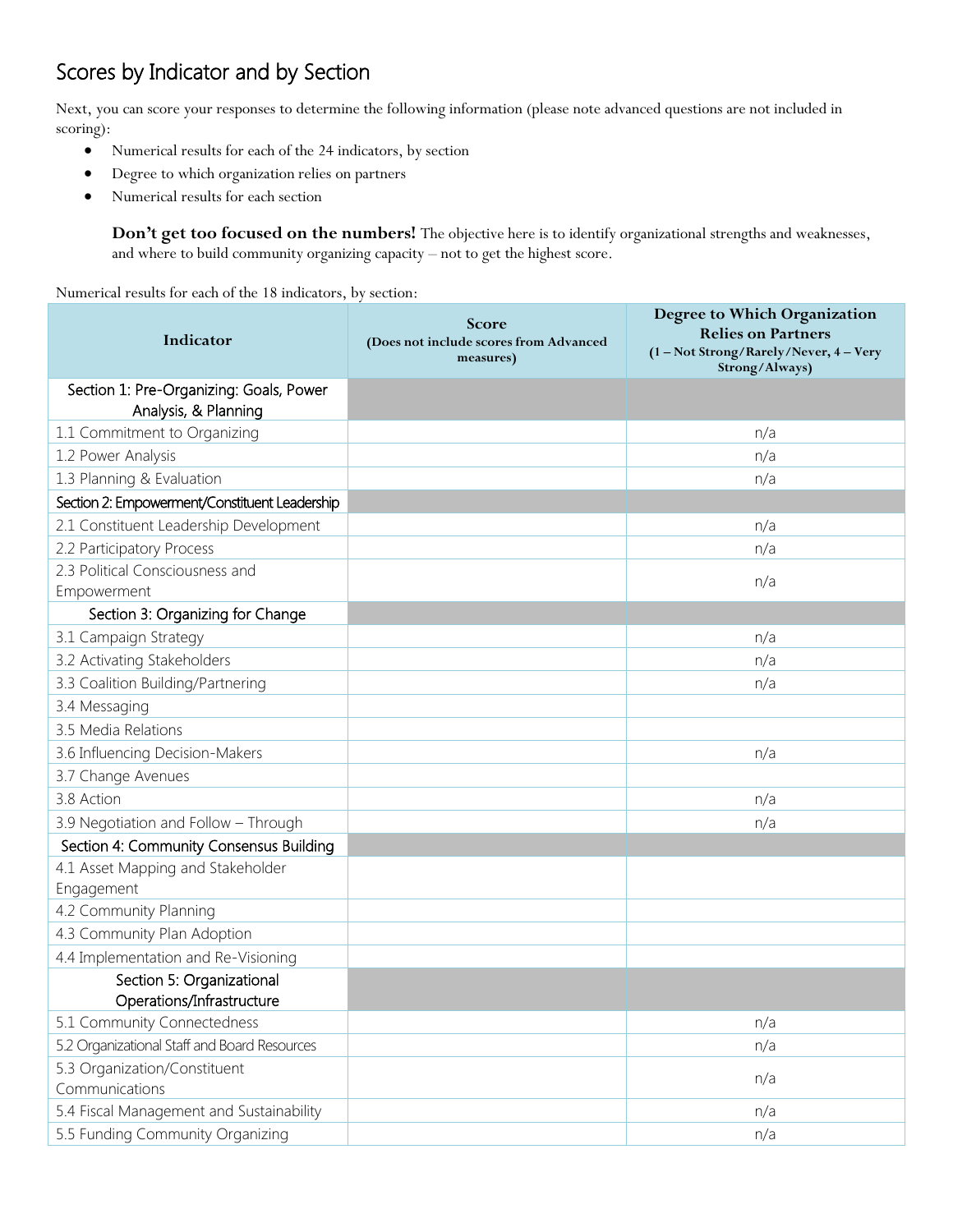## Scores by Indicator and by Section

Next, you can score your responses to determine the following information (please note advanced questions are not included in scoring):

- Numerical results for each of the 24 indicators, by section
- Degree to which organization relies on partners
- Numerical results for each section

**Don't get too focused on the numbers!** The objective here is to identify organizational strengths and weaknesses, and where to build community organizing capacity – not to get the highest score.

Numerical results for each of the 18 indicators, by section:

| Indicator | Score (Does not include scores from Advanced measures) | Degree to Which Organization Relies on Partners (1 – Not Strong/Rarely/Never, 4 – Very Strong/Always) |
|---|---|---|
| Section 1: Pre-Organizing: Goals, Power Analysis, & Planning | | |
| 1.1 Commitment to Organizing | | n/a |
| 1.2 Power Analysis | | n/a |
| 1.3 Planning & Evaluation | | n/a |
| Section 2: Empowerment/Constituent Leadership | | |
| 2.1 Constituent Leadership Development | | n/a |
| 2.2 Participatory Process | | n/a |
| 2.3 Political Consciousness and Empowerment | | n/a |
| Section 3: Organizing for Change | | |
| 3.1 Campaign Strategy | | n/a |
| 3.2 Activating Stakeholders | | n/a |
| 3.3 Coalition Building/Partnering | | n/a |
| 3.4 Messaging | | |
| 3.5 Media Relations | | |
| 3.6 Influencing Decision-Makers | | n/a |
| 3.7 Change Avenues | | |
| 3.8 Action | | n/a |
| 3.9 Negotiation and Follow – Through | | n/a |
| Section 4: Community Consensus Building | | |
| 4.1 Asset Mapping and Stakeholder Engagement | | |
| 4.2 Community Planning | | |
| 4.3 Community Plan Adoption | | |
| 4.4 Implementation and Re-Visioning | | |
| Section 5: Organizational Operations/Infrastructure | | |
| 5.1 Community Connectedness | | n/a |
| 5.2 Organizational Staff and Board Resources | | n/a |
| 5.3 Organization/Constituent Communications | | n/a |
| 5.4 Fiscal Management and Sustainability | | n/a |
| 5.5 Funding Community Organizing | | n/a |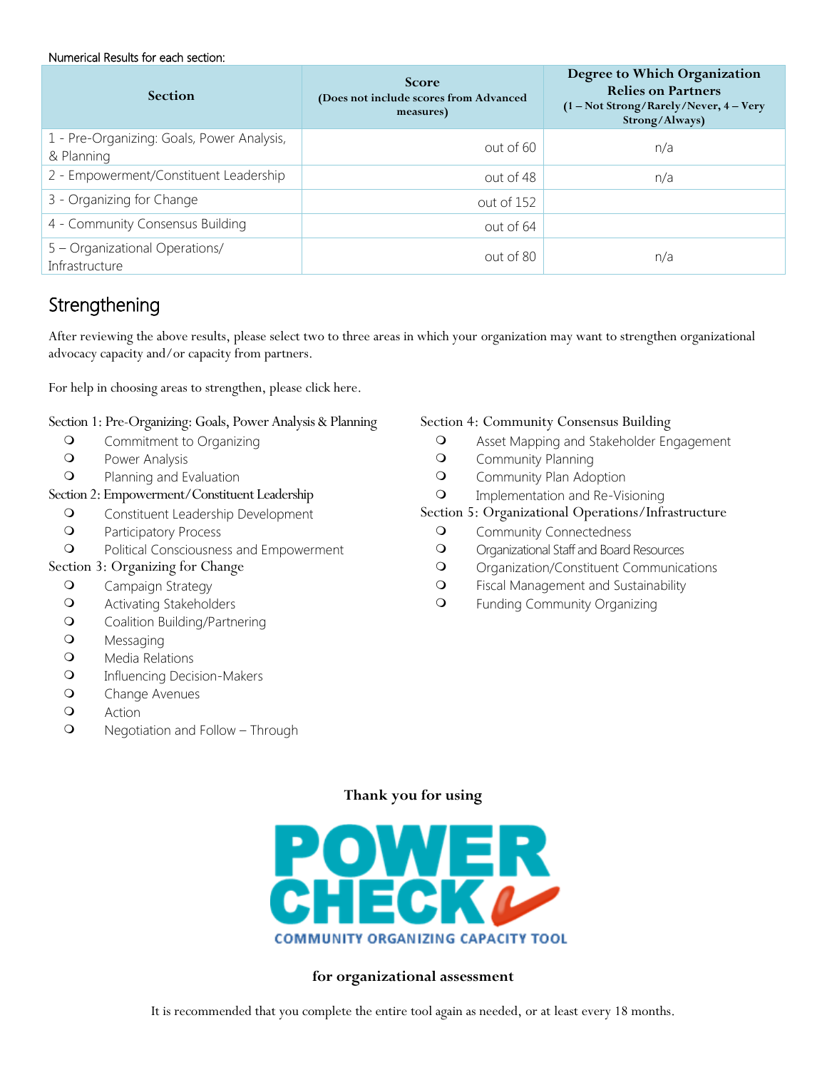Numerical Results for each section:

| Section | Score (Does not include scores from Advanced measures) | Degree to Which Organization Relies on Partners (1 – Not Strong/Rarely/Never, 4 – Very Strong/Always) |
|---|---|---|
| 1 - Pre-Organizing: Goals, Power Analysis, & Planning | out of 60 | n/a |
| 2 - Empowerment/Constituent Leadership | out of 48 | n/a |
| 3 - Organizing for Change | out of 152 | |
| 4 - Community Consensus Building | out of 64 | |
| 5 – Organizational Operations/ Infrastructure | out of 80 | n/a |

## Strengthening

After reviewing the above results, please select two to three areas in which your organization may want to strengthen organizational advocacy capacity and/or capacity from partners.

For help in choosing areas to strengthen, please click here.

Section 1: Pre-Organizing: Goals, Power Analysis & Planning

- Commitment to Organizing
- Power Analysis
- Planning and Evaluation

Section 2: Empowerment/Constituent Leadership

- Constituent Leadership Development
- Participatory Process
- Political Consciousness and Empowerment

Section 3: Organizing for Change

- Campaign Strategy
- Activating Stakeholders
- Coalition Building/Partnering
- Messaging
- Media Relations
- Influencing Decision-Makers
- Change Avenues
- Action
- Negotiation and Follow – Through

Section 4: Community Consensus Building

- Asset Mapping and Stakeholder Engagement
- Community Planning
- Community Plan Adoption
- Implementation and Re-Visioning

Section 5: Organizational Operations/Infrastructure

- Community Connectedness
- Organizational Staff and Board Resources
- Organization/Constituent Communications
- Fiscal Management and Sustainability
- Funding Community Organizing

**Thank you for using**

POWER CHECK

COMMUNITY ORGANIZING CAPACITY TOOL

**for organizational assessment**

It is recommended that you complete the entire tool again as needed, or at least every 18 months.